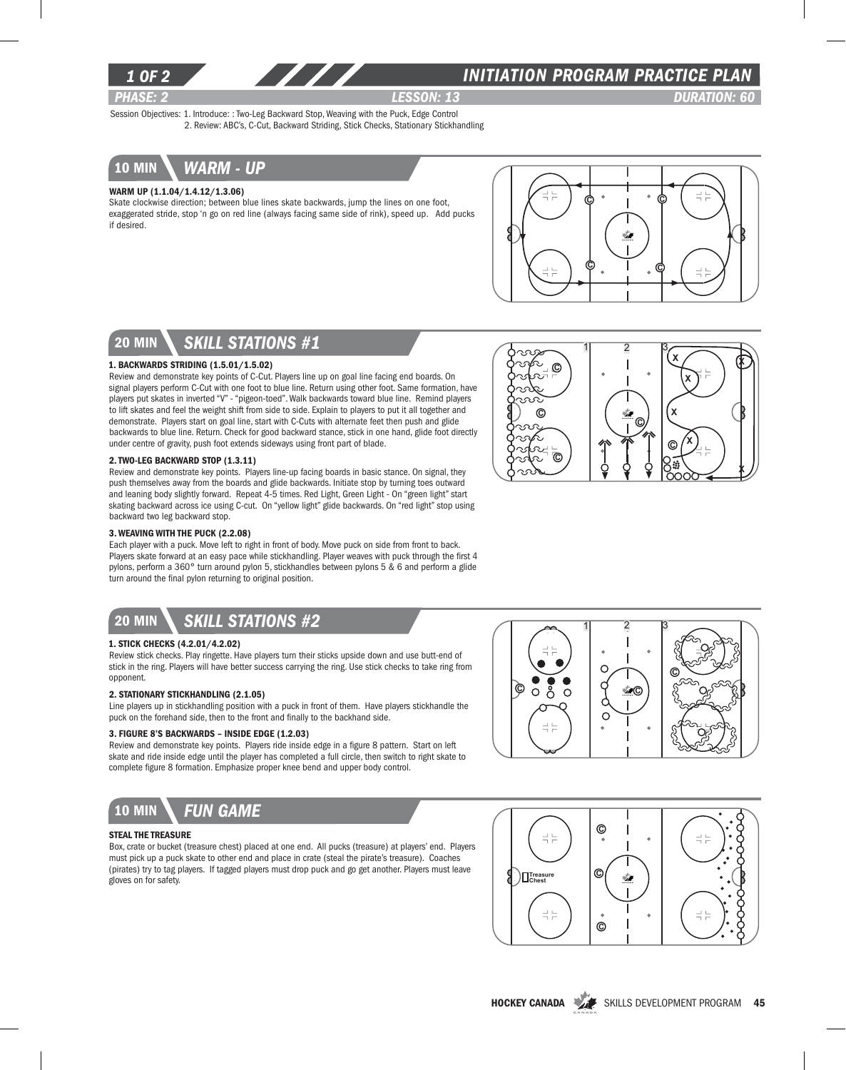# INITIATION PROGRAM PRACTICE PLAN

**PHASE: 2** **LESSON: 13** **DURATION: 60**

Session Objectives: 1. Introduce: : Two-Leg Backward Stop, Weaving with the Puck, Edge Control
2. Review: ABC's, C-Cut, Backward Striding, Stick Checks, Stationary Stickhandling

## 10 MIN WARM - UP

**WARM UP (1.1.04/1.4.12/1.3.06)**

Skate clockwise direction; between blue lines skate backwards, jump the lines on one foot, exaggerated stride, stop 'n go on red line (always facing same side of rink), speed up. Add pucks if desired.

## 20 MIN SKILL STATIONS #1

**1. BACKWARDS STRIDING (1.5.01/1.5.02)**

Review and demonstrate key points of C-Cut. Players line up on goal line facing end boards. On signal players perform C-Cut with one foot to blue line. Return using other foot. Same formation, have players put skates in inverted "V" - "pigeon-toed". Walk backwards toward blue line. Remind players to lift skates and feel the weight shift from side to side. Explain to players to put it all together and demonstrate. Players start on goal line, start with C-Cuts with alternate feet then push and glide backwards to blue line. Return. Check for good backward stance, stick in one hand, glide foot directly under centre of gravity, push foot extends sideways using front part of blade.

**2. TWO-LEG BACKWARD STOP (1.3.11)**

Review and demonstrate key points. Players line-up facing boards in basic stance. On signal, they push themselves away from the boards and glide backwards. Initiate stop by turning toes outward and leaning body slightly forward. Repeat 4-5 times. Red Light, Green Light - On "green light" start skating backward across ice using C-cut. On "yellow light" glide backwards. On "red light" stop using backward two leg backward stop.

**3. WEAVING WITH THE PUCK (2.2.08)**

Each player with a puck. Move left to right in front of body. Move puck on side from front to back. Players skate forward at an easy pace while stickhandling. Player weaves with puck through the first 4 pylons, perform a 360° turn around pylon 5, stickhandles between pylons 5 & 6 and perform a glide turn around the final pylon returning to original position.

## 20 MIN SKILL STATIONS #2

**1. STICK CHECKS (4.2.01/4.2.02)**

Review stick checks. Play ringette. Have players turn their sticks upside down and use butt-end of stick in the ring. Players will have better success carrying the ring. Use stick checks to take ring from opponent.

**2. STATIONARY STICKHANDLING (2.1.05)**

Line players up in stickhandling position with a puck in front of them. Have players stickhandle the puck on the forehand side, then to the front and finally to the backhand side.

**3. FIGURE 8'S BACKWARDS – INSIDE EDGE (1.2.03)**

Review and demonstrate key points. Players ride inside edge in a figure 8 pattern. Start on left skate and ride inside edge until the player has completed a full circle, then switch to right skate to complete figure 8 formation. Emphasize proper knee bend and upper body control.

## 10 MIN FUN GAME

**STEAL THE TREASURE**

Box, crate or bucket (treasure chest) placed at one end. All pucks (treasure) at players' end. Players must pick up a puck skate to other end and place in crate (steal the pirate's treasure). Coaches (pirates) try to tag players. If tagged players must drop puck and go get another. Players must leave gloves on for safety.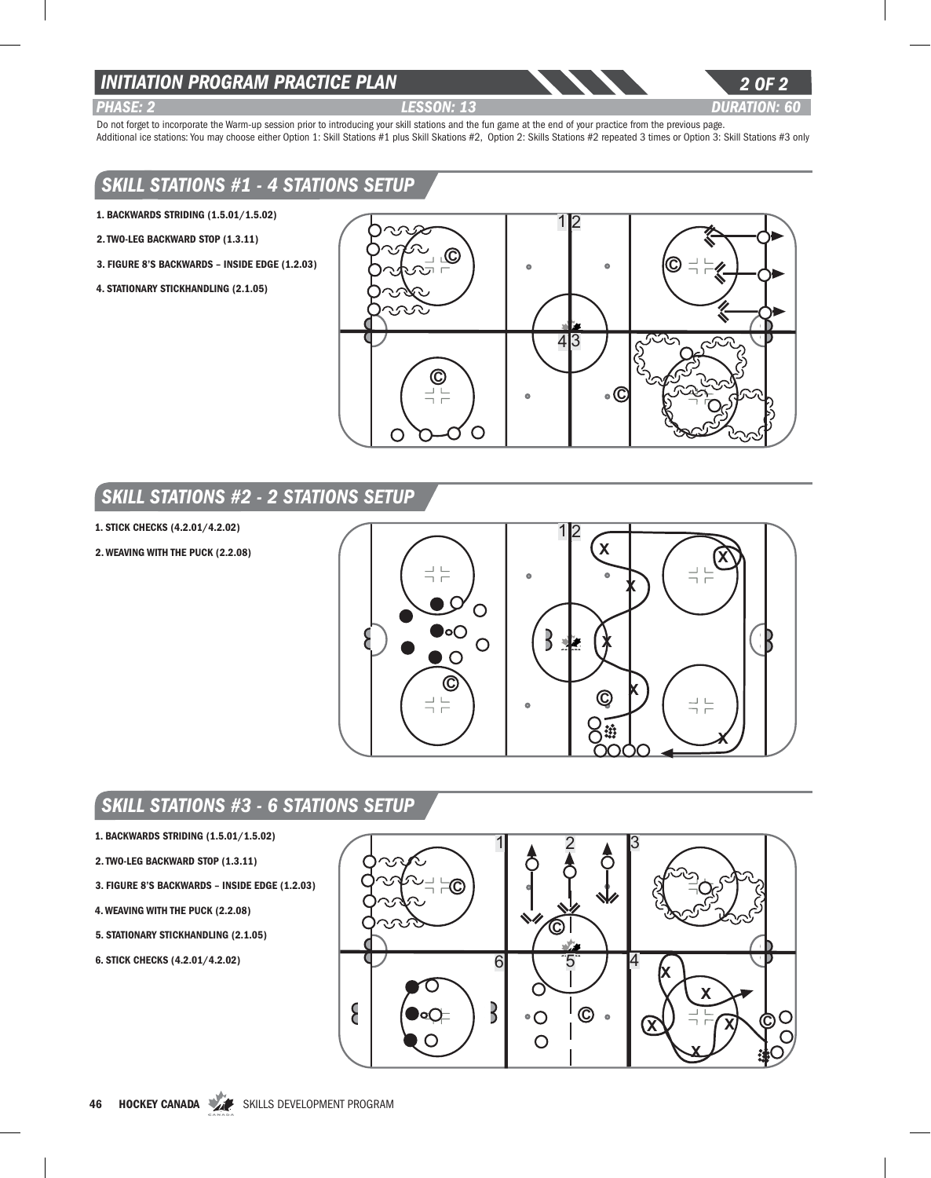# INITIATION PROGRAM PRACTICE PLAN

*PHASE: 2* *LESSON: 13* *DURATION: 60*

Do not forget to incorporate the Warm-up session prior to introducing your skill stations and the fun game at the end of your practice from the previous page.
Additional ice stations: You may choose either Option 1: Skill Stations #1 plus Skill Skations #2, Option 2: Skills Stations #2 repeated 3 times or Option 3: Skill Stations #3 only

## SKILL STATIONS #1 - 4 STATIONS SETUP

1. BACKWARDS STRIDING (1.5.01/1.5.02)
2. TWO-LEG BACKWARD STOP (1.3.11)
3. FIGURE 8'S BACKWARDS – INSIDE EDGE (1.2.03)
4. STATIONARY STICKHANDLING (2.1.05)

1 2
4 3

## SKILL STATIONS #2 - 2 STATIONS SETUP

1. STICK CHECKS (4.2.01/4.2.02)
2. WEAVING WITH THE PUCK (2.2.08)

1 2

## SKILL STATIONS #3 - 6 STATIONS SETUP

1. BACKWARDS STRIDING (1.5.01/1.5.02)
2. TWO-LEG BACKWARD STOP (1.3.11)
3. FIGURE 8'S BACKWARDS – INSIDE EDGE (1.2.03)
4. WEAVING WITH THE PUCK (2.2.08)
5. STATIONARY STICKHANDLING (2.1.05)
6. STICK CHECKS (4.2.01/4.2.02)

1 2 3
6 5 4

HOCKEY CANADA SKILLS DEVELOPMENT PROGRAM